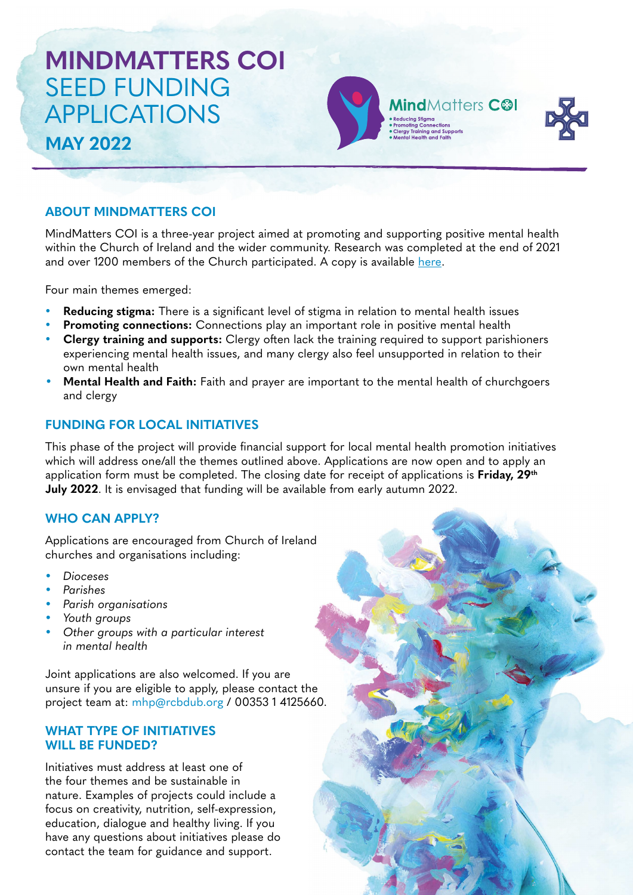# MINDMATTERS COI SEED FUNDING APPLICATIONS

## MAY 2022

### ABOUT MINDMATTERS COI

MindMatters COI is a three-year project aimed at promoting and supporting positive mental health within the Church of Ireland and the wider community. Research was completed at the end of 2021 and over 1200 members of the Church participated. A copy is available here.

Four main themes emerged:

- **Reducing stigma:** There is a significant level of stigma in relation to mental health issues
- **Promoting connections:** Connections play an important role in positive mental health
- **Clergy training and supports:** Clergy often lack the training required to support parishioners experiencing mental health issues, and many clergy also feel unsupported in relation to their own mental health
- **Mental Health and Faith:** Faith and prayer are important to the mental health of churchgoers and clergy

### FUNDING FOR LOCAL INITIATIVES

This phase of the project will provide financial support for local mental health promotion initiatives which will address one/all the themes outlined above. Applications are now open and to apply an application form must be completed. The closing date for receipt of applications is **Friday, 29th July 2022**. It is envisaged that funding will be available from early autumn 2022.

### WHO CAN APPLY?

Applications are encouraged from Church of Ireland churches and organisations including:

- *Dioceses*
- *Parishes*
- *Parish organisations*
- *Youth groups*
- *Other groups with a particular interest in mental health*

Joint applications are also welcomed. If you are unsure if you are eligible to apply, please contact the project team at: mhp@rcbdub.org / 00353 1 4125660.

### WHAT TYPE OF INITIATIVES WILL BE FUNDED?

Initiatives must address at least one of the four themes and be sustainable in nature. Examples of projects could include a focus on creativity, nutrition, self-expression, education, dialogue and healthy living. If you have any questions about initiatives please do contact the team for guidance and support.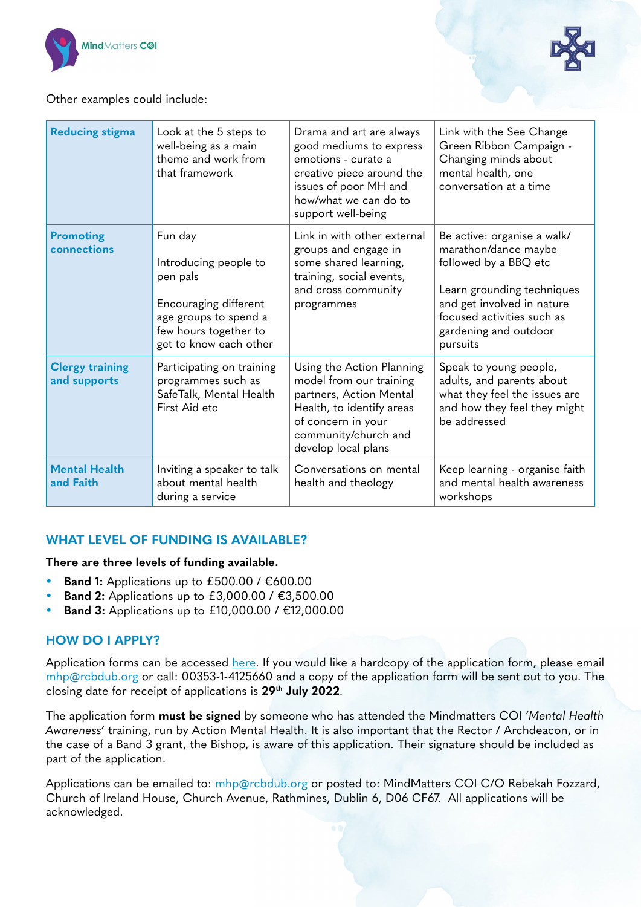Other examples could include:

| **Reducing stigma** | Look at the 5 steps to well-being as a main theme and work from that framework | Drama and art are always good mediums to express emotions - curate a creative piece around the issues of poor MH and how/what we can do to support well-being | Link with the See Change Green Ribbon Campaign - Changing minds about mental health, one conversation at a time |
|---|---|---|---|
| **Promoting connections** | Fun day<br><br>Introducing people to pen pals<br><br>Encouraging different age groups to spend a few hours together to get to know each other | Link in with other external groups and engage in some shared learning, training, social events, and cross community programmes | Be active: organise a walk/ marathon/dance maybe followed by a BBQ etc<br><br>Learn grounding techniques and get involved in nature focused activities such as gardening and outdoor pursuits |
| **Clergy training and supports** | Participating on training programmes such as SafeTalk, Mental Health First Aid etc | Using the Action Planning model from our training partners, Action Mental Health, to identify areas of concern in your community/church and develop local plans | Speak to young people, adults, and parents about what they feel the issues are and how they feel they might be addressed |
| **Mental Health and Faith** | Inviting a speaker to talk about mental health during a service | Conversations on mental health and theology | Keep learning - organise faith and mental health awareness workshops |

## WHAT LEVEL OF FUNDING IS AVAILABLE?

**There are three levels of funding available.**

- **Band 1:** Applications up to £500.00 / €600.00
- **Band 2:** Applications up to £3,000.00 / €3,500.00
- **Band 3:** Applications up to £10,000.00 / €12,000.00

## HOW DO I APPLY?

Application forms can be accessed here. If you would like a hardcopy of the application form, please email mhp@rcbdub.org or call: 00353-1-4125660 and a copy of the application form will be sent out to you. The closing date for receipt of applications is **29th July 2022**.

The application form **must be signed** by someone who has attended the Mindmatters COI *'Mental Health Awareness'* training, run by Action Mental Health. It is also important that the Rector / Archdeacon, or in the case of a Band 3 grant, the Bishop, is aware of this application. Their signature should be included as part of the application.

Applications can be emailed to: mhp@rcbdub.org or posted to: MindMatters COI C/O Rebekah Fozzard, Church of Ireland House, Church Avenue, Rathmines, Dublin 6, D06 CF67. All applications will be acknowledged.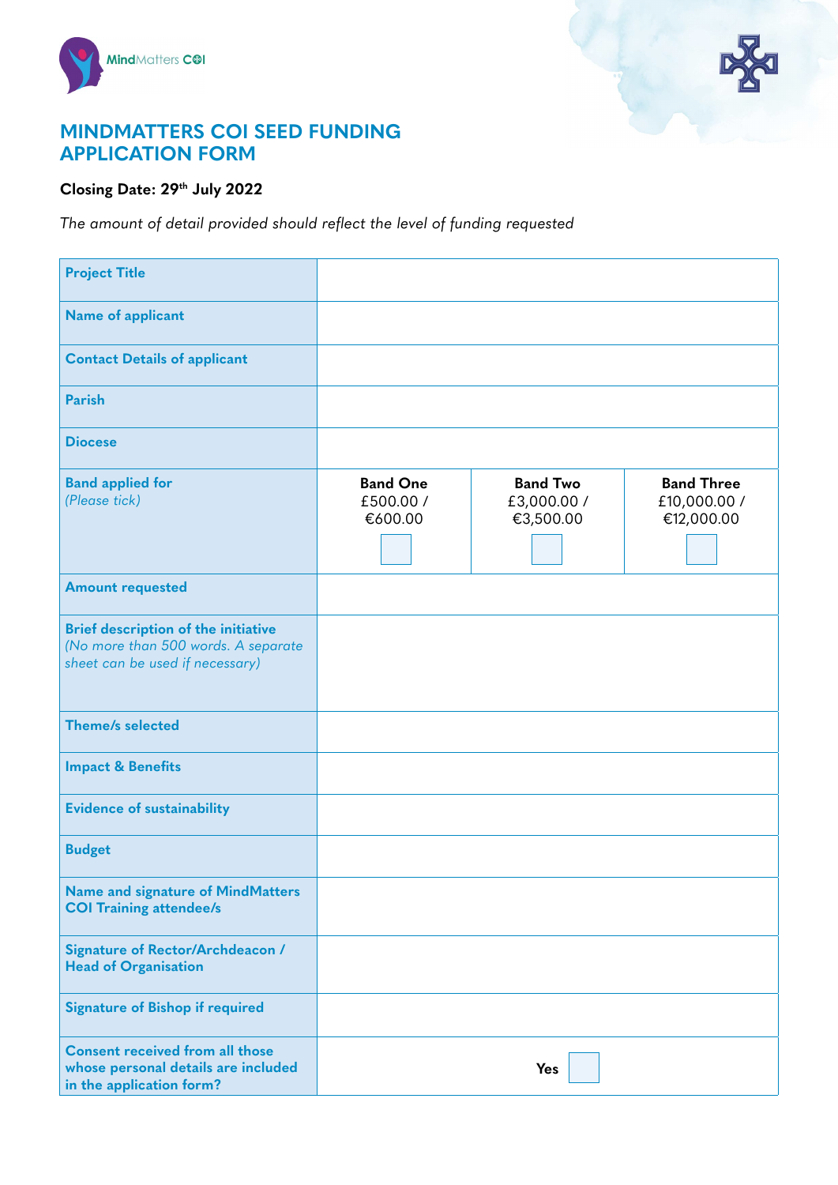# MINDMATTERS COI SEED FUNDING APPLICATION FORM

**Closing Date: 29th July 2022**

*The amount of detail provided should reflect the level of funding requested*

| | | | |
|---|---|---|---|
| **Project Title** | | | |
| **Name of applicant** | | | |
| **Contact Details of applicant** | | | |
| **Parish** | | | |
| **Diocese** | | | |
| **Band applied for** *(Please tick)* | **Band One** £500.00 / €600.00 ☐ | **Band Two** £3,000.00 / €3,500.00 ☐ | **Band Three** £10,000.00 / €12,000.00 ☐ |
| **Amount requested** | | | |
| **Brief description of the initiative** *(No more than 500 words. A separate sheet can be used if necessary)* | | | |
| **Theme/s selected** | | | |
| **Impact & Benefits** | | | |
| **Evidence of sustainability** | | | |
| **Budget** | | | |
| **Name and signature of MindMatters COI Training attendee/s** | | | |
| **Signature of Rector/Archdeacon / Head of Organisation** | | | |
| **Signature of Bishop if required** | | | |
| **Consent received from all those whose personal details are included in the application form?** | **Yes** ☐ | | |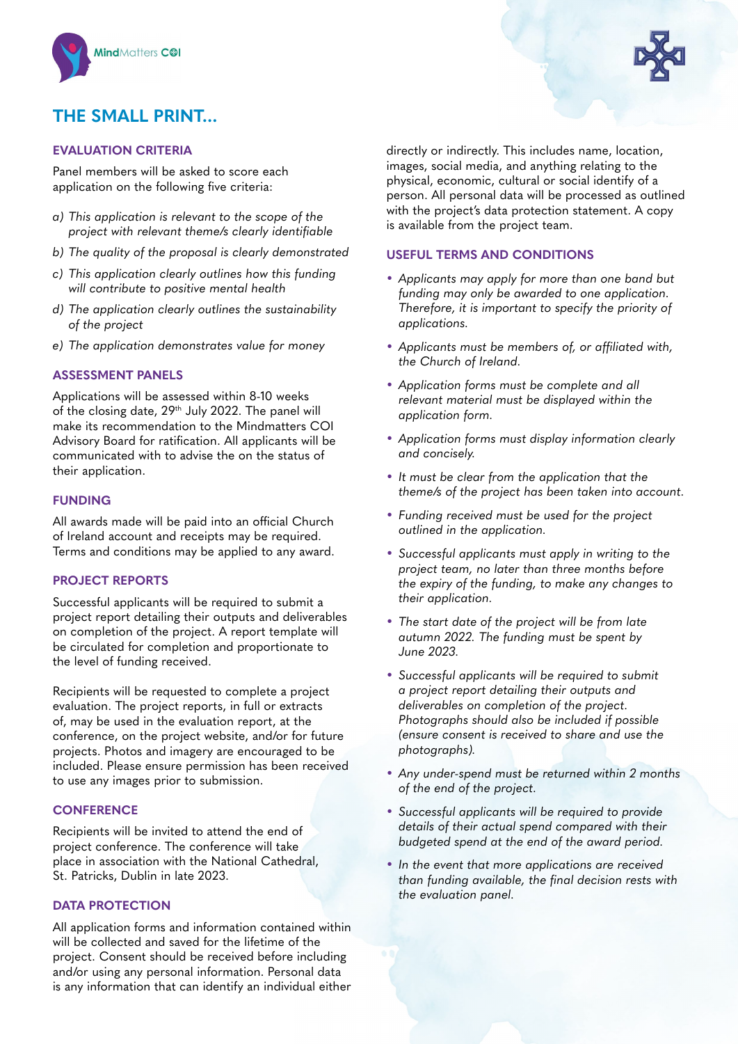MindMatters C⊕I

# THE SMALL PRINT...

## EVALUATION CRITERIA

Panel members will be asked to score each application on the following five criteria:

- *a) This application is relevant to the scope of the project with relevant theme/s clearly identifiable*
- *b) The quality of the proposal is clearly demonstrated*
- *c) This application clearly outlines how this funding will contribute to positive mental health*
- *d) The application clearly outlines the sustainability of the project*
- *e) The application demonstrates value for money*

## ASSESSMENT PANELS

Applications will be assessed within 8-10 weeks of the closing date, 29th July 2022. The panel will make its recommendation to the Mindmatters COI Advisory Board for ratification. All applicants will be communicated with to advise the on the status of their application.

## FUNDING

All awards made will be paid into an official Church of Ireland account and receipts may be required. Terms and conditions may be applied to any award.

## PROJECT REPORTS

Successful applicants will be required to submit a project report detailing their outputs and deliverables on completion of the project. A report template will be circulated for completion and proportionate to the level of funding received.

Recipients will be requested to complete a project evaluation. The project reports, in full or extracts of, may be used in the evaluation report, at the conference, on the project website, and/or for future projects. Photos and imagery are encouraged to be included. Please ensure permission has been received to use any images prior to submission.

## CONFERENCE

Recipients will be invited to attend the end of project conference. The conference will take place in association with the National Cathedral, St. Patricks, Dublin in late 2023.

## DATA PROTECTION

All application forms and information contained within will be collected and saved for the lifetime of the project. Consent should be received before including and/or using any personal information. Personal data is any information that can identify an individual either directly or indirectly. This includes name, location, images, social media, and anything relating to the physical, economic, cultural or social identify of a person. All personal data will be processed as outlined with the project's data protection statement. A copy is available from the project team.

## USEFUL TERMS AND CONDITIONS

- *Applicants may apply for more than one band but funding may only be awarded to one application. Therefore, it is important to specify the priority of applications.*
- *Applicants must be members of, or affiliated with, the Church of Ireland.*
- *Application forms must be complete and all relevant material must be displayed within the application form.*
- *Application forms must display information clearly and concisely.*
- *It must be clear from the application that the theme/s of the project has been taken into account.*
- *Funding received must be used for the project outlined in the application.*
- *Successful applicants must apply in writing to the project team, no later than three months before the expiry of the funding, to make any changes to their application.*
- *The start date of the project will be from late autumn 2022. The funding must be spent by June 2023.*
- *Successful applicants will be required to submit a project report detailing their outputs and deliverables on completion of the project. Photographs should also be included if possible (ensure consent is received to share and use the photographs).*
- *Any under-spend must be returned within 2 months of the end of the project.*
- *Successful applicants will be required to provide details of their actual spend compared with their budgeted spend at the end of the award period.*
- *In the event that more applications are received than funding available, the final decision rests with the evaluation panel.*